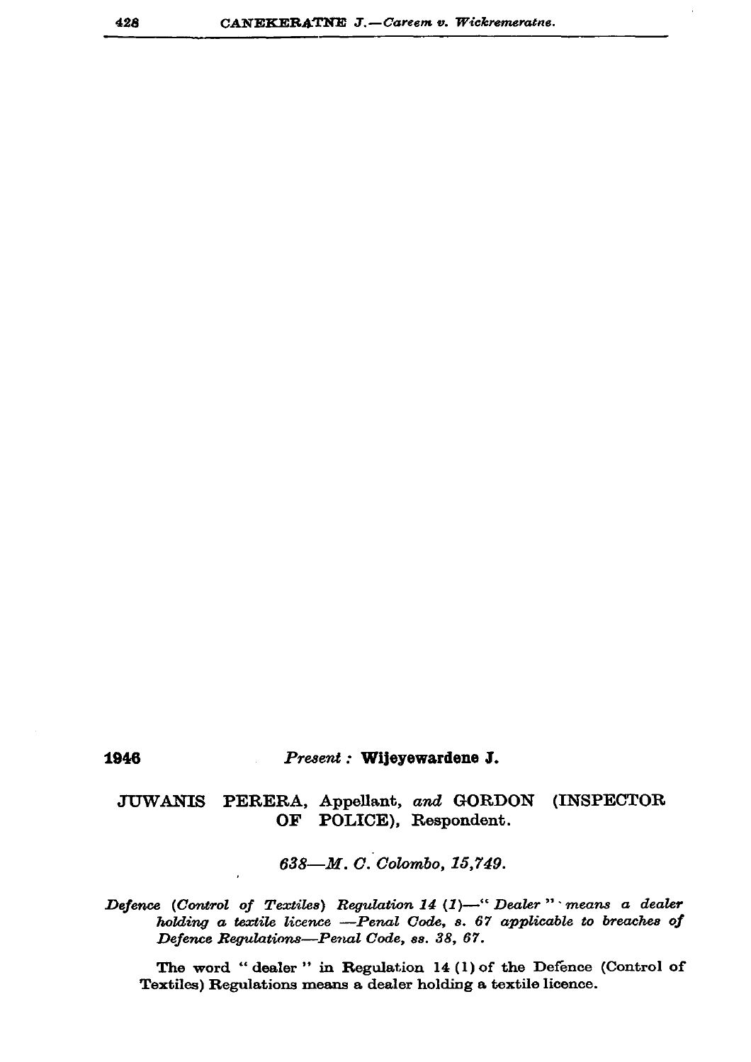1946

*Present :* **Wijeyewardene J.**

JUWANIS PERERA, Appellant, *and* GORDON (INSPECTOR OF POLICE), Respondent.

*638—M. C. Colombo, 15,749.*

*Defence (Control of Textiles) Regulation 14 (1)—" Dealer " means a dealer holding a textile licence —Penal Code, s. 67 applicable to breaches of Defence Regulations—Penal Code, ss. 38, 67.*

The word " dealer " in Regulation 14 (1) of the Defence (Control of Textiles) Regulations means a dealer holding a textile licence.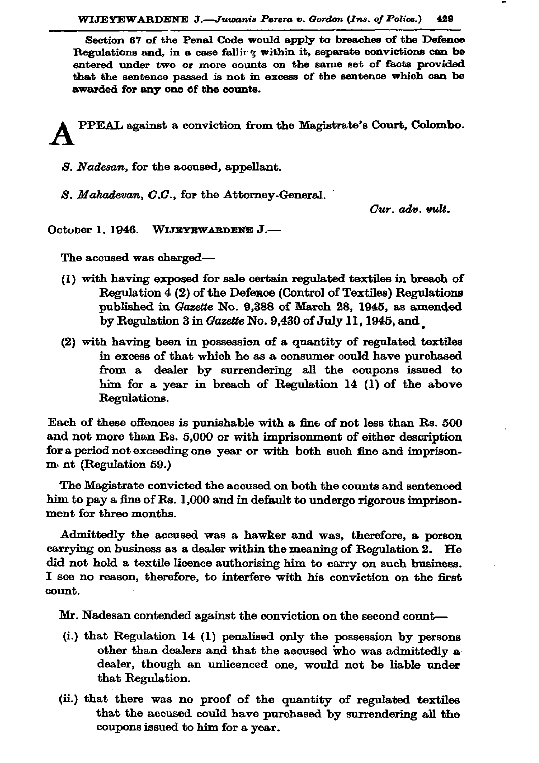Section 67 of the Penal Code would apply to breaches of the Defence Regulations and, in a case falling within it, separate convictions can be entered under two or more counts on the same set of facts provided that the sentence passed is not in excess of the sentence which can be awarded for any one of the counts.

APPEAL against a conviction from the Magistrate's Court, Colombo.

*S. Nadesan*, for the accused, appellant.

*S. Mahadevan, C.C.*, for the Attorney-General.

*Cur. adv. vult.*

October 1, 1946. WIJEYEWARDENE J.—

The accused was charged—

(1) with having exposed for sale certain regulated textiles in breach of Regulation 4 (2) of the Defence (Control of Textiles) Regulations published in *Gazette* No. 9,388 of March 28, 1945, as amended by Regulation 3 in *Gazette* No. 9,430 of July 11, 1945, and

(2) with having been in possession of a quantity of regulated textiles in excess of that which he as a consumer could have purchased from a dealer by surrendering all the coupons issued to him for a year in breach of Regulation 14 (1) of the above Regulations.

Each of these offences is punishable with a fine of not less than Rs. 500 and not more than Rs. 5,000 or with imprisonment of either description for a period not exceeding one year or with both such fine and imprisonment (Regulation 59.)

The Magistrate convicted the accused on both the counts and sentenced him to pay a fine of Rs. 1,000 and in default to undergo rigorous imprisonment for three months.

Admittedly the accused was a hawker and was, therefore, a person carrying on business as a dealer within the meaning of Regulation 2. He did not hold a textile licence authorising him to carry on such business. I see no reason, therefore, to interfere with his conviction on the first count.

Mr. Nadesan contended against the conviction on the second count—

(i.) that Regulation 14 (1) penalised only the possession by persons other than dealers and that the accused who was admittedly a dealer, though an unlicenced one, would not be liable under that Regulation.

(ii.) that there was no proof of the quantity of regulated textiles that the accused could have purchased by surrendering all the coupons issued to him for a year.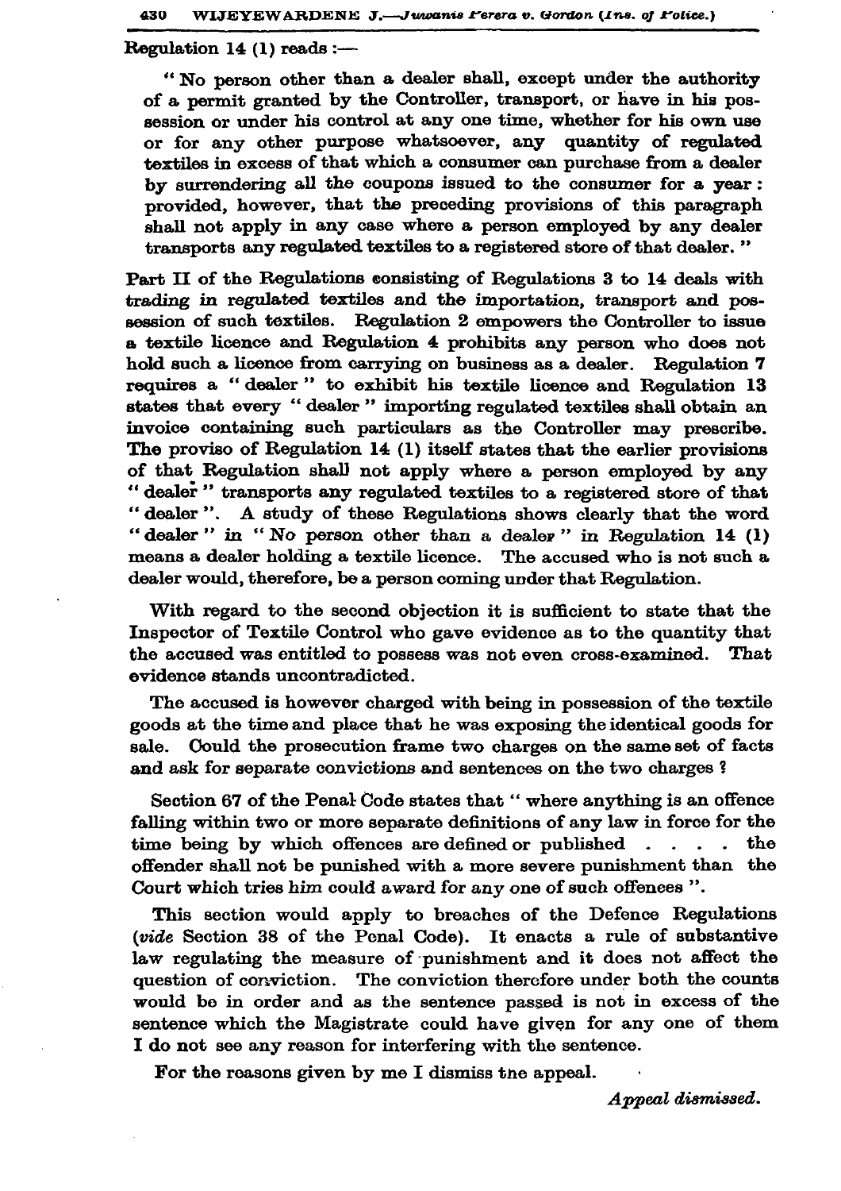Regulation 14 (1) reads :—

"No person other than a dealer shall, except under the authority of a permit granted by the Controller, transport, or have in his possession or under his control at any one time, whether for his own use or for any other purpose whatsoever, any quantity of regulated textiles in excess of that which a consumer can purchase from a dealer by surrendering all the coupons issued to the consumer for a year : provided, however, that the preceding provisions of this paragraph shall not apply in any case where a person employed by any dealer transports any regulated textiles to a registered store of that dealer."

Part II of the Regulations consisting of Regulations 3 to 14 deals with trading in regulated textiles and the importation, transport and possession of such textiles. Regulation 2 empowers the Controller to issue a textile licence and Regulation 4 prohibits any person who does not hold such a licence from carrying on business as a dealer. Regulation 7 requires a "dealer" to exhibit his textile licence and Regulation 13 states that every "dealer" importing regulated textiles shall obtain an invoice containing such particulars as the Controller may prescribe. The proviso of Regulation 14 (1) itself states that the earlier provisions of that Regulation shall not apply where a person employed by any "dealer" transports any regulated textiles to a registered store of that "dealer". A study of these Regulations shows clearly that the word "dealer" in "No person other than a dealer" in Regulation 14 (1) means a dealer holding a textile licence. The accused who is not such a dealer would, therefore, be a person coming under that Regulation.

With regard to the second objection it is sufficient to state that the Inspector of Textile Control who gave evidence as to the quantity that the accused was entitled to possess was not even cross-examined. That evidence stands uncontradicted.

The accused is however charged with being in possession of the textile goods at the time and place that he was exposing the identical goods for sale. Could the prosecution frame two charges on the same set of facts and ask for separate convictions and sentences on the two charges ?

Section 67 of the Penal Code states that "where anything is an offence falling within two or more separate definitions of any law in force for the time being by which offences are defined or published . . . . the offender shall not be punished with a more severe punishment than the Court which tries him could award for any one of such offences".

This section would apply to breaches of the Defence Regulations (*vide* Section 38 of the Penal Code). It enacts a rule of substantive law regulating the measure of punishment and it does not affect the question of conviction. The conviction therefore under both the counts would be in order and as the sentence passed is not in excess of the sentence which the Magistrate could have given for any one of them I do not see any reason for interfering with the sentence.

For the reasons given by me I dismiss the appeal.

*Appeal dismissed.*